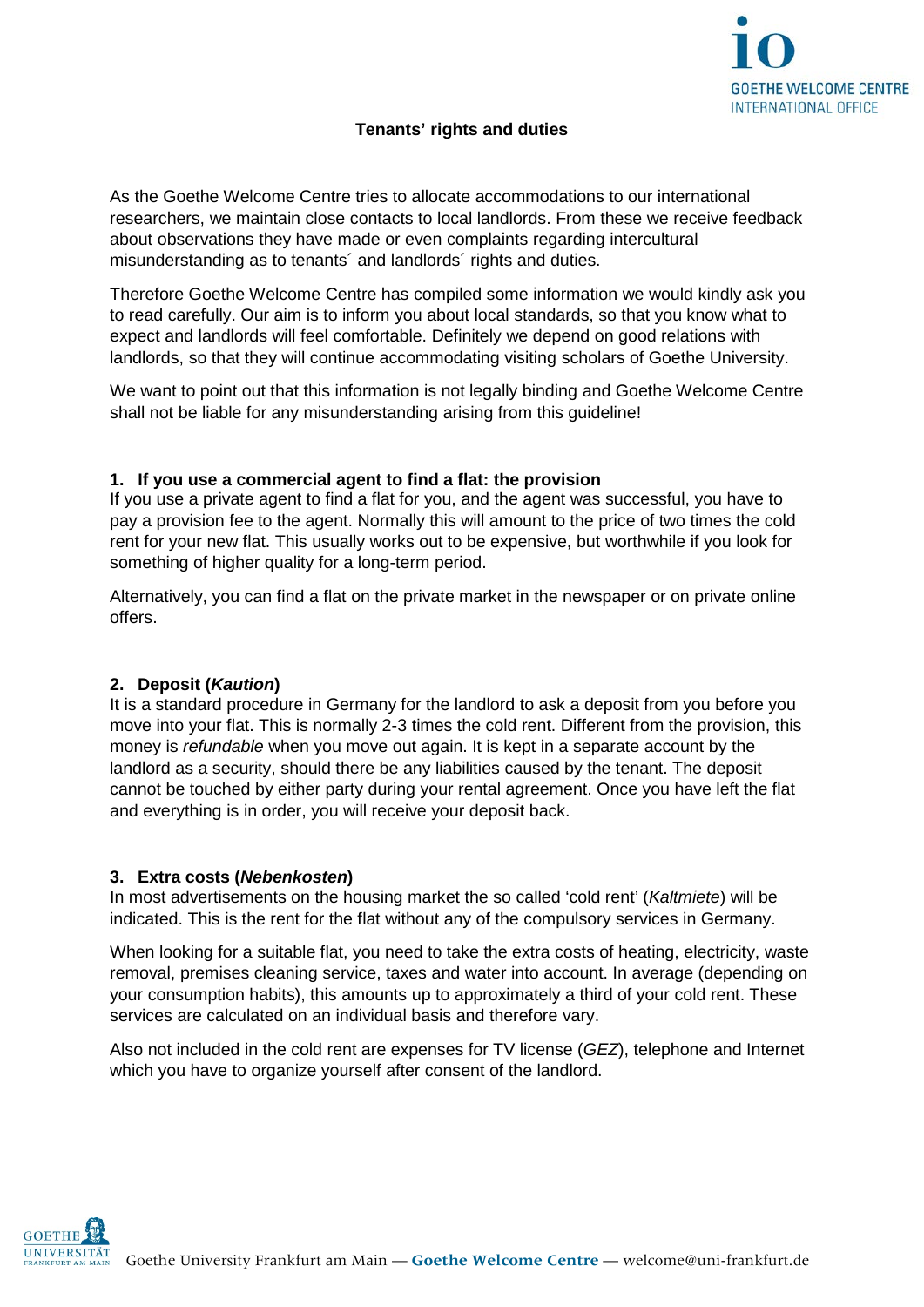# Tenants' rights and duties

As the Goethe Welcome Centre tries to allocate accommodations to our international researchers, we maintain close contacts to local landlords. From these we receive feedback about observations they have made or even complaints regarding intercultural misunderstanding as to tenants´ and landlords´ rights and duties.

Therefore Goethe Welcome Centre has compiled some information we would kindly ask you to read carefully. Our aim is to inform you about local standards, so that you know what to expect and landlords will feel comfortable. Definitely we depend on good relations with landlords, so that they will continue accommodating visiting scholars of Goethe University.

We want to point out that this information is not legally binding and Goethe Welcome Centre shall not be liable for any misunderstanding arising from this guideline!

## 1. If you use a commercial agent to find a flat: the provision

If you use a private agent to find a flat for you, and the agent was successful, you have to pay a provision fee to the agent. Normally this will amount to the price of two times the cold rent for your new flat. This usually works out to be expensive, but worthwhile if you look for something of higher quality for a long-term period.

Alternatively, you can find a flat on the private market in the newspaper or on private online offers.

## 2. Deposit (*Kaution*)

It is a standard procedure in Germany for the landlord to ask a deposit from you before you move into your flat. This is normally 2-3 times the cold rent. Different from the provision, this money is *refundable* when you move out again. It is kept in a separate account by the landlord as a security, should there be any liabilities caused by the tenant. The deposit cannot be touched by either party during your rental agreement. Once you have left the flat and everything is in order, you will receive your deposit back.

## 3. Extra costs (*Nebenkosten*)

In most advertisements on the housing market the so called 'cold rent' (*Kaltmiete*) will be indicated. This is the rent for the flat without any of the compulsory services in Germany.

When looking for a suitable flat, you need to take the extra costs of heating, electricity, waste removal, premises cleaning service, taxes and water into account. In average (depending on your consumption habits), this amounts up to approximately a third of your cold rent. These services are calculated on an individual basis and therefore vary.

Also not included in the cold rent are expenses for TV license (*GEZ*), telephone and Internet which you have to organize yourself after consent of the landlord.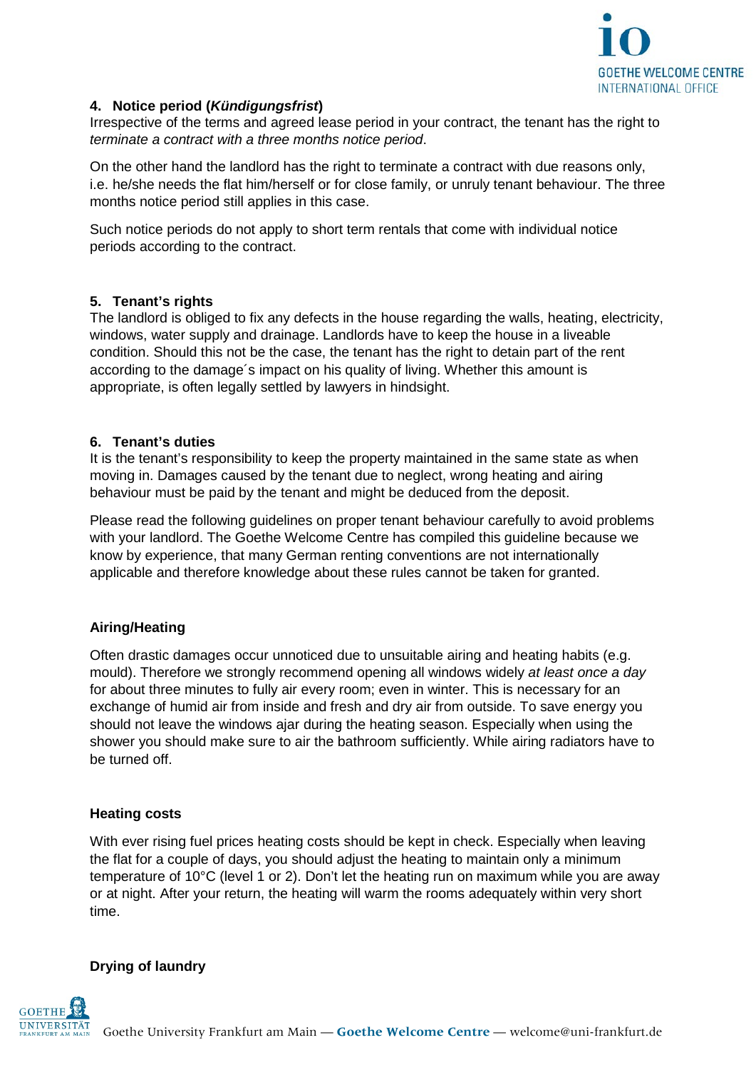## 4. Notice period (*Kündigungsfrist*)

Irrespective of the terms and agreed lease period in your contract, the tenant has the right to *terminate a contract with a three months notice period*.

On the other hand the landlord has the right to terminate a contract with due reasons only, i.e. he/she needs the flat him/herself or for close family, or unruly tenant behaviour. The three months notice period still applies in this case.

Such notice periods do not apply to short term rentals that come with individual notice periods according to the contract.

## 5. Tenant's rights

The landlord is obliged to fix any defects in the house regarding the walls, heating, electricity, windows, water supply and drainage. Landlords have to keep the house in a liveable condition. Should this not be the case, the tenant has the right to detain part of the rent according to the damage´s impact on his quality of living. Whether this amount is appropriate, is often legally settled by lawyers in hindsight.

## 6. Tenant's duties

It is the tenant's responsibility to keep the property maintained in the same state as when moving in. Damages caused by the tenant due to neglect, wrong heating and airing behaviour must be paid by the tenant and might be deduced from the deposit.

Please read the following guidelines on proper tenant behaviour carefully to avoid problems with your landlord. The Goethe Welcome Centre has compiled this guideline because we know by experience, that many German renting conventions are not internationally applicable and therefore knowledge about these rules cannot be taken for granted.

### Airing/Heating

Often drastic damages occur unnoticed due to unsuitable airing and heating habits (e.g. mould). Therefore we strongly recommend opening all windows widely *at least once a day* for about three minutes to fully air every room; even in winter. This is necessary for an exchange of humid air from inside and fresh and dry air from outside. To save energy you should not leave the windows ajar during the heating season. Especially when using the shower you should make sure to air the bathroom sufficiently. While airing radiators have to be turned off.

### Heating costs

With ever rising fuel prices heating costs should be kept in check. Especially when leaving the flat for a couple of days, you should adjust the heating to maintain only a minimum temperature of 10°C (level 1 or 2). Don't let the heating run on maximum while you are away or at night. After your return, the heating will warm the rooms adequately within very short time.

### Drying of laundry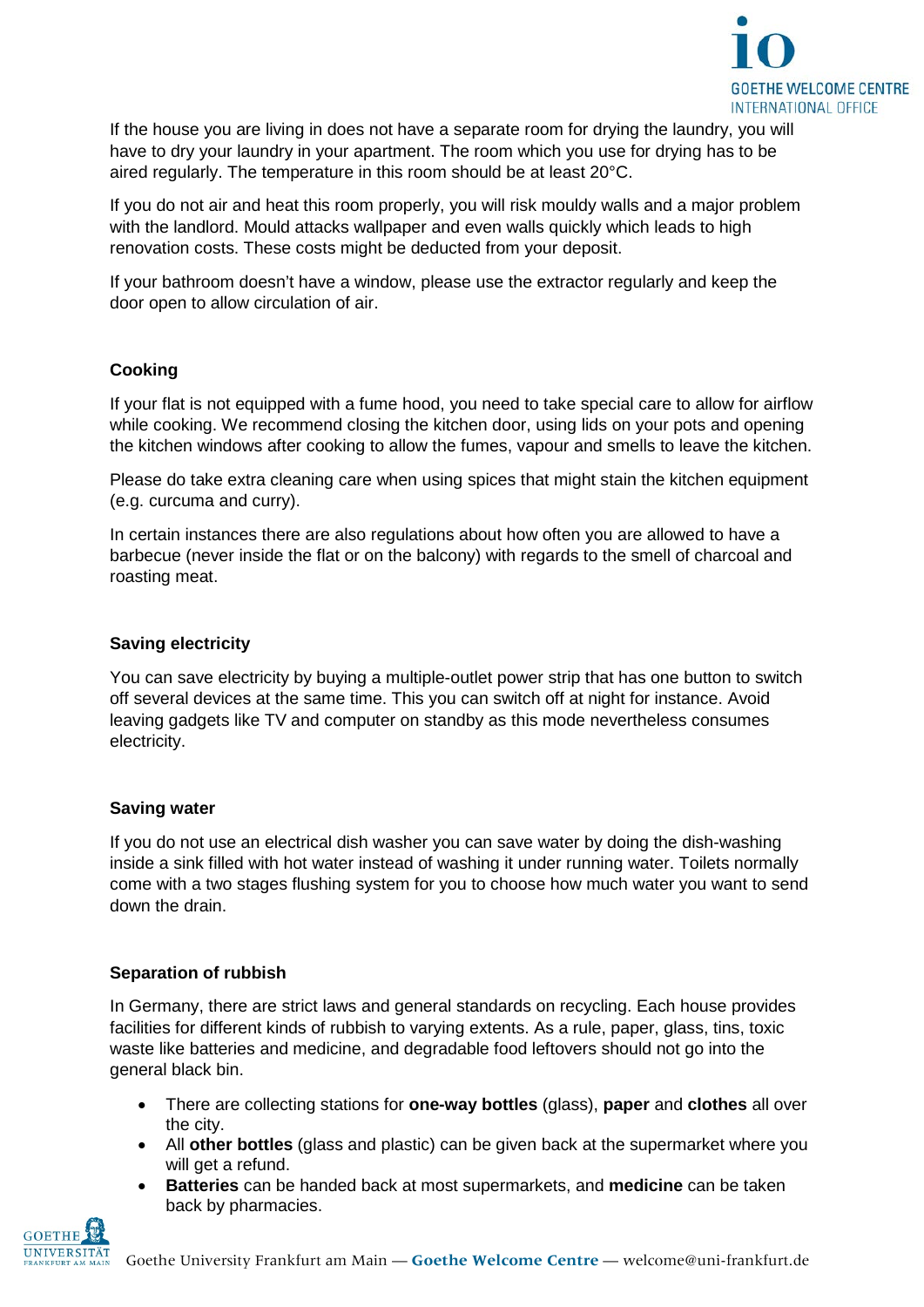If the house you are living in does not have a separate room for drying the laundry, you will have to dry your laundry in your apartment. The room which you use for drying has to be aired regularly. The temperature in this room should be at least 20°C.

If you do not air and heat this room properly, you will risk mouldy walls and a major problem with the landlord. Mould attacks wallpaper and even walls quickly which leads to high renovation costs. These costs might be deducted from your deposit.

If your bathroom doesn't have a window, please use the extractor regularly and keep the door open to allow circulation of air.

### Cooking

If your flat is not equipped with a fume hood, you need to take special care to allow for airflow while cooking. We recommend closing the kitchen door, using lids on your pots and opening the kitchen windows after cooking to allow the fumes, vapour and smells to leave the kitchen.

Please do take extra cleaning care when using spices that might stain the kitchen equipment (e.g. curcuma and curry).

In certain instances there are also regulations about how often you are allowed to have a barbecue (never inside the flat or on the balcony) with regards to the smell of charcoal and roasting meat.

### Saving electricity

You can save electricity by buying a multiple-outlet power strip that has one button to switch off several devices at the same time. This you can switch off at night for instance. Avoid leaving gadgets like TV and computer on standby as this mode nevertheless consumes electricity.

### Saving water

If you do not use an electrical dish washer you can save water by doing the dish-washing inside a sink filled with hot water instead of washing it under running water. Toilets normally come with a two stages flushing system for you to choose how much water you want to send down the drain.

### Separation of rubbish

In Germany, there are strict laws and general standards on recycling. Each house provides facilities for different kinds of rubbish to varying extents. As a rule, paper, glass, tins, toxic waste like batteries and medicine, and degradable food leftovers should not go into the general black bin.

- There are collecting stations for **one-way bottles** (glass), **paper** and **clothes** all over the city.
- All **other bottles** (glass and plastic) can be given back at the supermarket where you will get a refund.
- **Batteries** can be handed back at most supermarkets, and **medicine** can be taken back by pharmacies.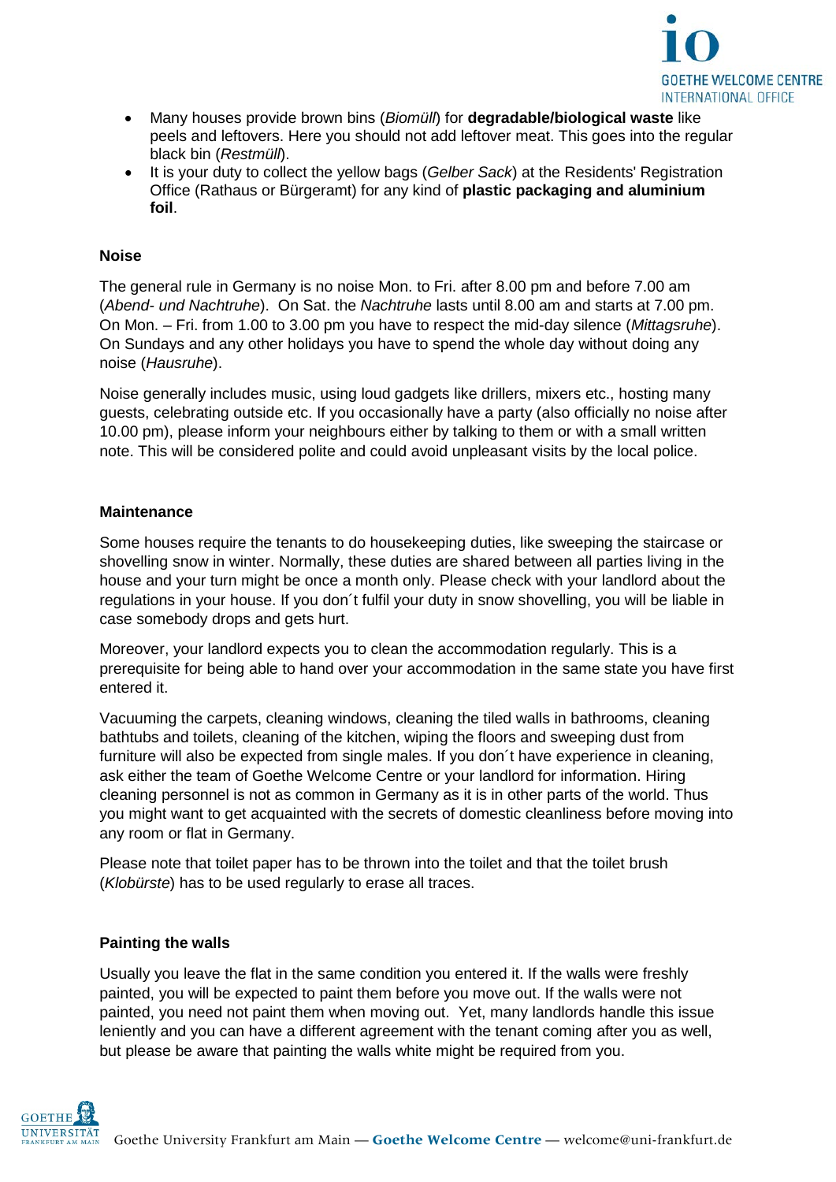- Many houses provide brown bins (*Biomüll*) for **degradable/biological waste** like peels and leftovers. Here you should not add leftover meat. This goes into the regular black bin (*Restmüll*).
- It is your duty to collect the yellow bags (*Gelber Sack*) at the Residents' Registration Office (Rathaus or Bürgeramt) for any kind of **plastic packaging and aluminium foil**.

### Noise

The general rule in Germany is no noise Mon. to Fri. after 8.00 pm and before 7.00 am (*Abend- und Nachtruhe*). On Sat. the *Nachtruhe* lasts until 8.00 am and starts at 7.00 pm. On Mon. – Fri. from 1.00 to 3.00 pm you have to respect the mid-day silence (*Mittagsruhe*). On Sundays and any other holidays you have to spend the whole day without doing any noise (*Hausruhe*).

Noise generally includes music, using loud gadgets like drillers, mixers etc., hosting many guests, celebrating outside etc. If you occasionally have a party (also officially no noise after 10.00 pm), please inform your neighbours either by talking to them or with a small written note. This will be considered polite and could avoid unpleasant visits by the local police.

### Maintenance

Some houses require the tenants to do housekeeping duties, like sweeping the staircase or shovelling snow in winter. Normally, these duties are shared between all parties living in the house and your turn might be once a month only. Please check with your landlord about the regulations in your house. If you don´t fulfil your duty in snow shovelling, you will be liable in case somebody drops and gets hurt.

Moreover, your landlord expects you to clean the accommodation regularly. This is a prerequisite for being able to hand over your accommodation in the same state you have first entered it.

Vacuuming the carpets, cleaning windows, cleaning the tiled walls in bathrooms, cleaning bathtubs and toilets, cleaning of the kitchen, wiping the floors and sweeping dust from furniture will also be expected from single males. If you don´t have experience in cleaning, ask either the team of Goethe Welcome Centre or your landlord for information. Hiring cleaning personnel is not as common in Germany as it is in other parts of the world. Thus you might want to get acquainted with the secrets of domestic cleanliness before moving into any room or flat in Germany.

Please note that toilet paper has to be thrown into the toilet and that the toilet brush (*Klobürste*) has to be used regularly to erase all traces.

### Painting the walls

Usually you leave the flat in the same condition you entered it. If the walls were freshly painted, you will be expected to paint them before you move out. If the walls were not painted, you need not paint them when moving out. Yet, many landlords handle this issue leniently and you can have a different agreement with the tenant coming after you as well, but please be aware that painting the walls white might be required from you.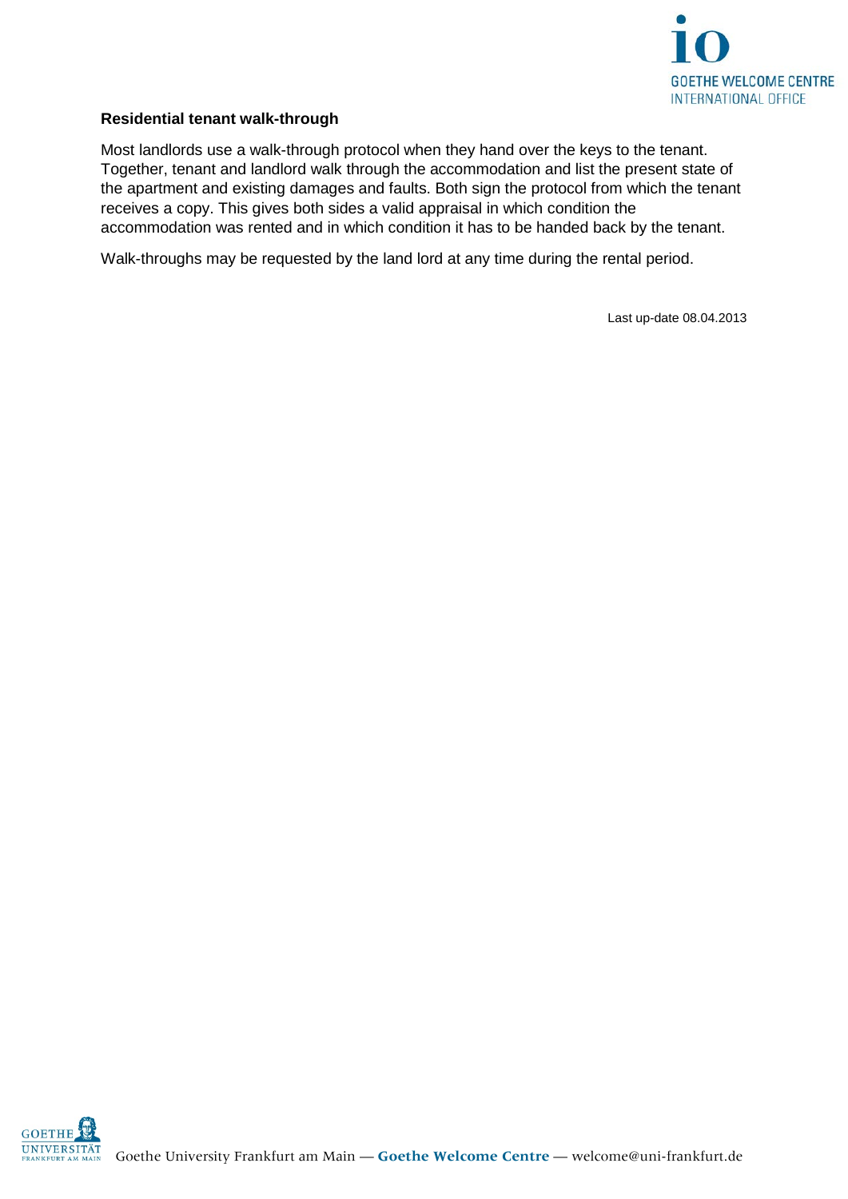### Residential tenant walk-through

Most landlords use a walk-through protocol when they hand over the keys to the tenant. Together, tenant and landlord walk through the accommodation and list the present state of the apartment and existing damages and faults. Both sign the protocol from which the tenant receives a copy. This gives both sides a valid appraisal in which condition the accommodation was rented and in which condition it has to be handed back by the tenant.

Walk-throughs may be requested by the land lord at any time during the rental period.

Last up-date 08.04.2013